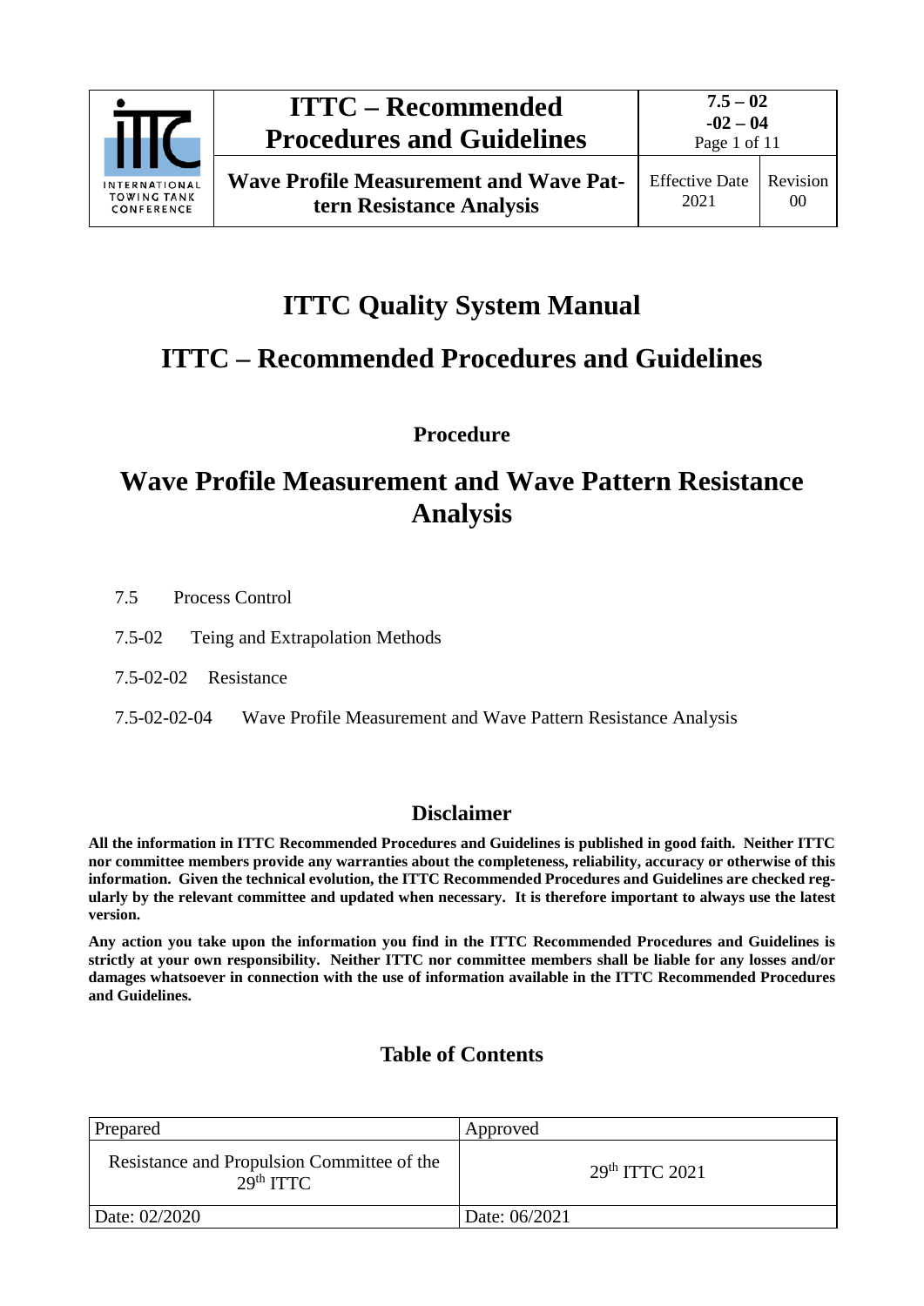# ITTC Quality System Manual

# ITTC – Recommended Procedures and Guidelines

**Procedure**

# Wave Profile Measurement and Wave Pattern Resistance Analysis

7.5 Process Control

7.5-02 Teing and Extrapolation Methods

7.5-02-02 Resistance

7.5-02-02-04 Wave Profile Measurement and Wave Pattern Resistance Analysis

## Disclaimer

**All the information in ITTC Recommended Procedures and Guidelines is published in good faith. Neither ITTC nor committee members provide any warranties about the completeness, reliability, accuracy or otherwise of this information. Given the technical evolution, the ITTC Recommended Procedures and Guidelines are checked regularly by the relevant committee and updated when necessary. It is therefore important to always use the latest version.**

**Any action you take upon the information you find in the ITTC Recommended Procedures and Guidelines is strictly at your own responsibility. Neither ITTC nor committee members shall be liable for any losses and/or damages whatsoever in connection with the use of information available in the ITTC Recommended Procedures and Guidelines.**

## Table of Contents

| Prepared | Approved |
|---|---|
| Resistance and Propulsion Committee of the 29th ITTC | 29th ITTC 2021 |
| Date: 02/2020 | Date: 06/2021 |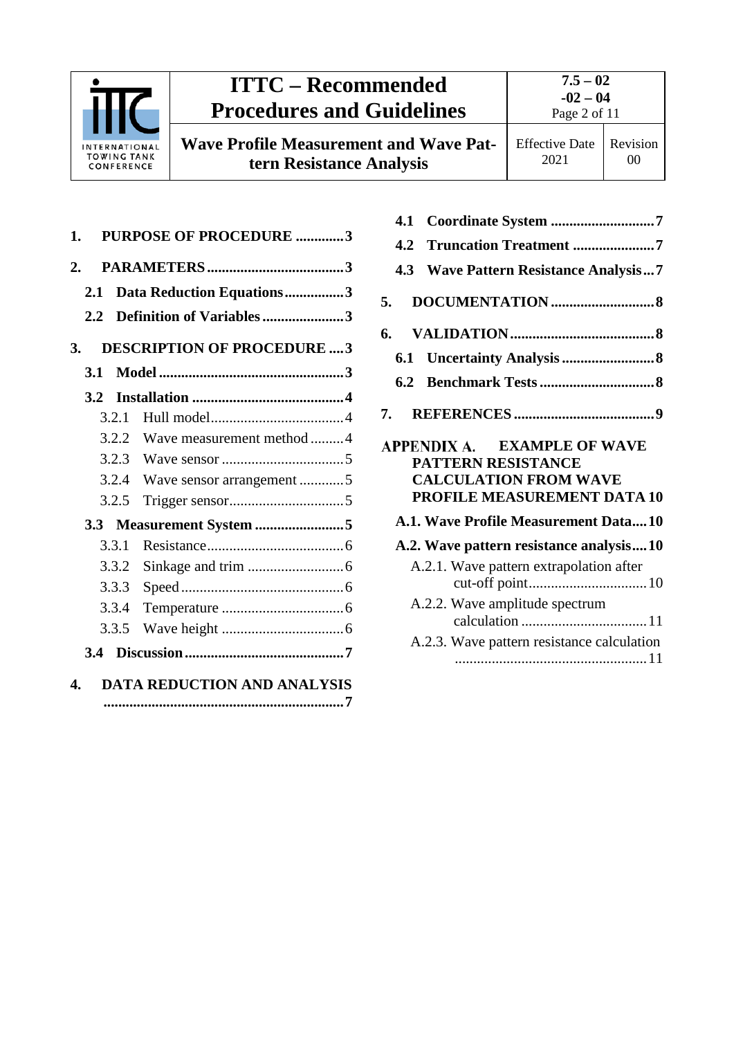1. **PURPOSE OF PROCEDURE** .............3
2. **PARAMETERS** .....................................3
   - **2.1 Data Reduction Equations** ................3
   - **2.2 Definition of Variables** ......................3
3. **DESCRIPTION OF PROCEDURE** ....3
   - **3.1 Model** ..................................................3
   - **3.2 Installation** .........................................4
     - 3.2.1 Hull model....................................4
     - 3.2.2 Wave measurement method .........4
     - 3.2.3 Wave sensor .................................5
     - 3.2.4 Wave sensor arrangement ............5
     - 3.2.5 Trigger sensor...............................5
   - **3.3 Measurement System** ........................5
     - 3.3.1 Resistance.....................................6
     - 3.3.2 Sinkage and trim ..........................6
     - 3.3.3 Speed ............................................6
     - 3.3.4 Temperature .................................6
     - 3.3.5 Wave height .................................6
   - **3.4 Discussion** ...........................................7
4. **DATA REDUCTION AND ANALYSIS** .................................................................7
   - **4.1 Coordinate System** ............................7
   - **4.2 Truncation Treatment** ......................7
   - **4.3 Wave Pattern Resistance Analysis**...7
5. **DOCUMENTATION** ............................8
6. **VALIDATION** .......................................8
   - **6.1 Uncertainty Analysis** .........................8
   - **6.2 Benchmark Tests** ...............................8
7. **REFERENCES** ......................................9

**APPENDIX A. EXAMPLE OF WAVE PATTERN RESISTANCE CALCULATION FROM WAVE PROFILE MEASUREMENT DATA** 10

- **A.1. Wave Profile Measurement Data**....10
- **A.2. Wave pattern resistance analysis**....10
  - A.2.1. Wave pattern extrapolation after cut-off point...............................10
  - A.2.2. Wave amplitude spectrum calculation .................................11
  - A.2.3. Wave pattern resistance calculation ...................................................11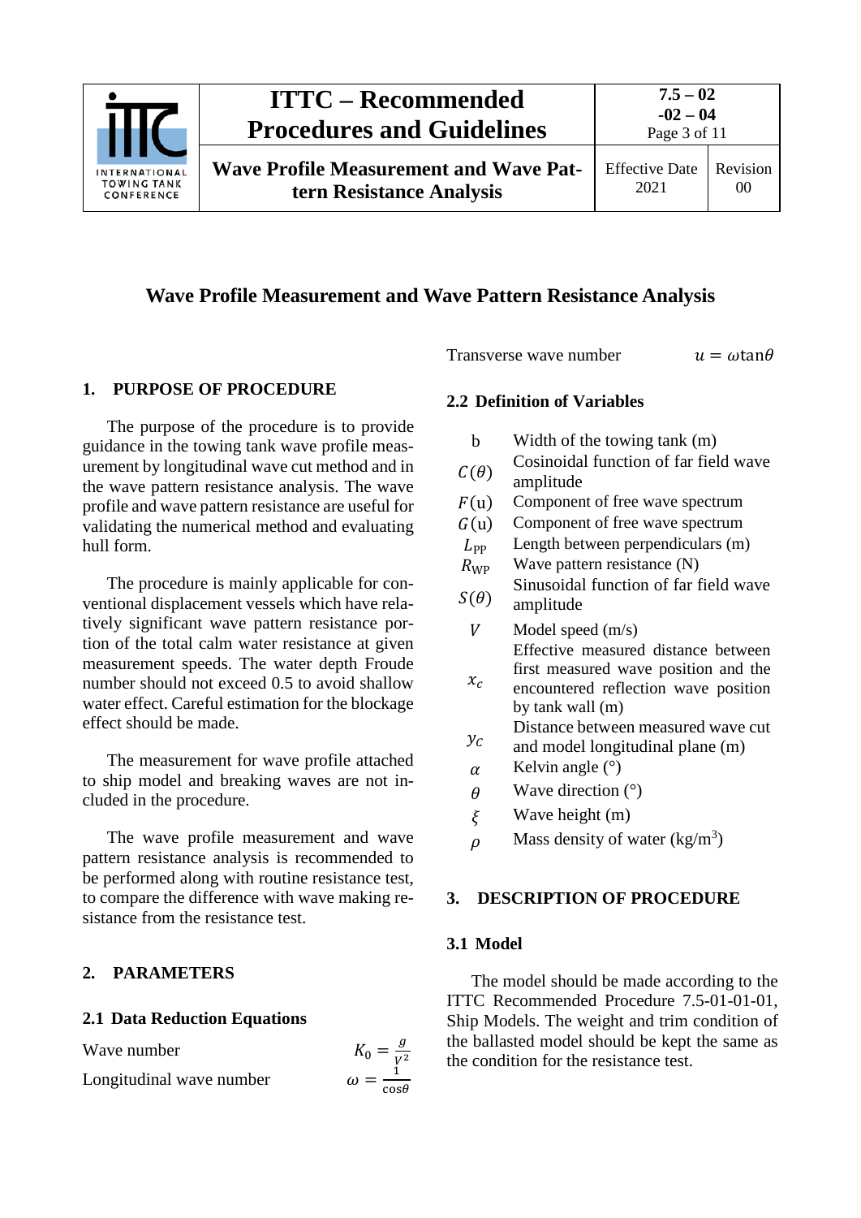# Wave Profile Measurement and Wave Pattern Resistance Analysis

## 1. PURPOSE OF PROCEDURE

The purpose of the procedure is to provide guidance in the towing tank wave profile measurement by longitudinal wave cut method and in the wave pattern resistance analysis. The wave profile and wave pattern resistance are useful for validating the numerical method and evaluating hull form.

The procedure is mainly applicable for conventional displacement vessels which have relatively significant wave pattern resistance portion of the total calm water resistance at given measurement speeds. The water depth Froude number should not exceed 0.5 to avoid shallow water effect. Careful estimation for the blockage effect should be made.

The measurement for wave profile attached to ship model and breaking waves are not included in the procedure.

The wave profile measurement and wave pattern resistance analysis is recommended to be performed along with routine resistance test, to compare the difference with wave making resistance from the resistance test.

## 2. PARAMETERS

### 2.1 Data Reduction Equations

| | |
|---|---|
| Wave number | $K_0 = \frac{g}{V^2}$ |
| Longitudinal wave number | $\omega = \frac{1}{\cos\theta}$ |
| Transverse wave number | $u = \omega\tan\theta$ |

### 2.2 Definition of Variables

| | |
|---|---|
| b | Width of the towing tank (m) |
| $C(\theta)$ | Cosinoidal function of far field wave amplitude |
| $F(\mathrm{u})$ | Component of free wave spectrum |
| $G(\mathrm{u})$ | Component of free wave spectrum |
| $L_{\mathrm{PP}}$ | Length between perpendiculars (m) |
| $R_{\mathrm{WP}}$ | Wave pattern resistance (N) |
| $S(\theta)$ | Sinusoidal function of far field wave amplitude |
| $V$ | Model speed (m/s) |
| $x_c$ | Effective measured distance between first measured wave position and the encountered reflection wave position by tank wall (m) |
| $y_c$ | Distance between measured wave cut and model longitudinal plane (m) |
| $\alpha$ | Kelvin angle (°) |
| $\theta$ | Wave direction (°) |
| $\xi$ | Wave height (m) |
| $\rho$ | Mass density of water (kg/m$^3$) |

## 3. DESCRIPTION OF PROCEDURE

### 3.1 Model

The model should be made according to the ITTC Recommended Procedure 7.5-01-01-01, Ship Models. The weight and trim condition of the ballasted model should be kept the same as the condition for the resistance test.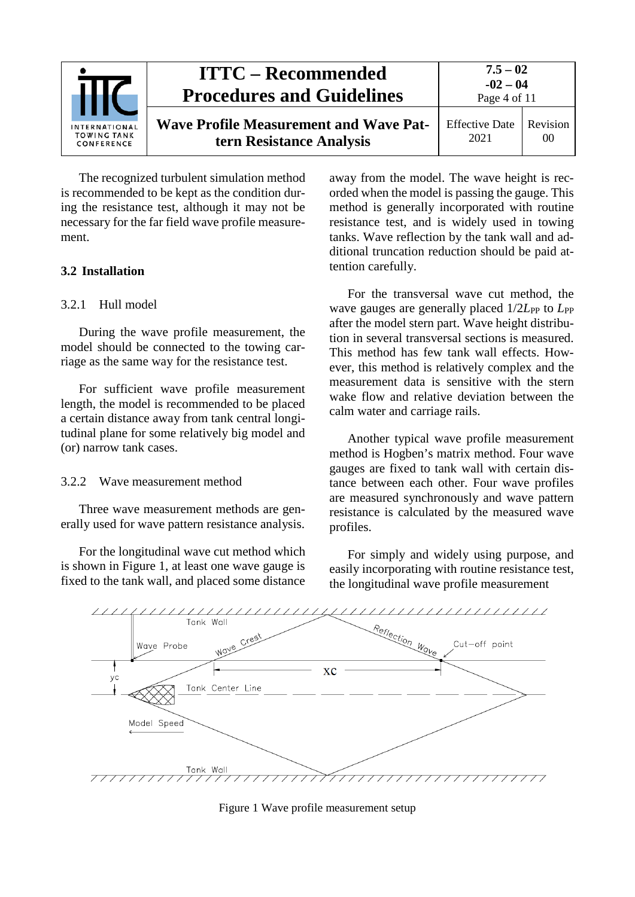The recognized turbulent simulation method is recommended to be kept as the condition during the resistance test, although it may not be necessary for the far field wave profile measurement.

### 3.2 Installation

#### 3.2.1 Hull model

During the wave profile measurement, the model should be connected to the towing carriage as the same way for the resistance test.

For sufficient wave profile measurement length, the model is recommended to be placed a certain distance away from tank central longitudinal plane for some relatively big model and (or) narrow tank cases.

#### 3.2.2 Wave measurement method

Three wave measurement methods are generally used for wave pattern resistance analysis.

For the longitudinal wave cut method which is shown in Figure 1, at least one wave gauge is fixed to the tank wall, and placed some distance away from the model. The wave height is recorded when the model is passing the gauge. This method is generally incorporated with routine resistance test, and is widely used in towing tanks. Wave reflection by the tank wall and additional truncation reduction should be paid attention carefully.

For the transversal wave cut method, the wave gauges are generally placed $1/2L_{PP}$ to $L_{PP}$ after the model stern part. Wave height distribution in several transversal sections is measured. This method has few tank wall effects. However, this method is relatively complex and the measurement data is sensitive with the stern wake flow and relative deviation between the calm water and carriage rails.

Another typical wave profile measurement method is Hogben's matrix method. Four wave gauges are fixed to tank wall with certain distance between each other. Four wave profiles are measured synchronously and wave pattern resistance is calculated by the measured wave profiles.

For simply and widely using purpose, and easily incorporating with routine resistance test, the longitudinal wave profile measurement

Figure 1 Wave profile measurement setup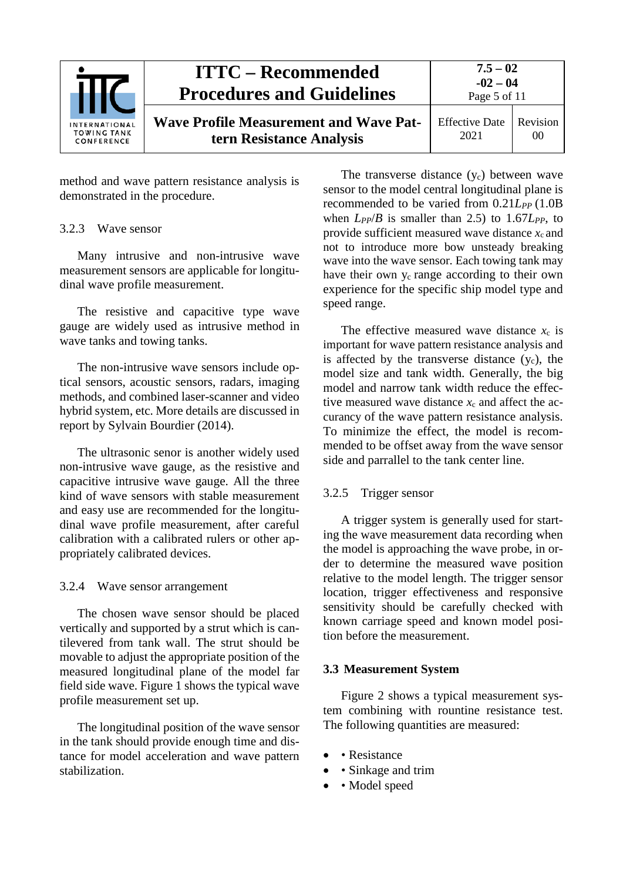method and wave pattern resistance analysis is demonstrated in the procedure.

### 3.2.3 Wave sensor

Many intrusive and non-intrusive wave measurement sensors are applicable for longitudinal wave profile measurement.

The resistive and capacitive type wave gauge are widely used as intrusive method in wave tanks and towing tanks.

The non-intrusive wave sensors include optical sensors, acoustic sensors, radars, imaging methods, and combined laser-scanner and video hybrid system, etc. More details are discussed in report by Sylvain Bourdier (2014).

The ultrasonic senor is another widely used non-intrusive wave gauge, as the resistive and capacitive intrusive wave gauge. All the three kind of wave sensors with stable measurement and easy use are recommended for the longitudinal wave profile measurement, after careful calibration with a calibrated rulers or other appropriately calibrated devices.

### 3.2.4 Wave sensor arrangement

The chosen wave sensor should be placed vertically and supported by a strut which is cantilevered from tank wall. The strut should be movable to adjust the appropriate position of the measured longitudinal plane of the model far field side wave. Figure 1 shows the typical wave profile measurement set up.

The longitudinal position of the wave sensor in the tank should provide enough time and distance for model acceleration and wave pattern stabilization.

The transverse distance ($y_c$) between wave sensor to the model central longitudinal plane is recommended to be varied from $0.21L_{PP}$ (1.0B when $L_{PP}/B$ is smaller than 2.5) to $1.67L_{PP}$, to provide sufficient measured wave distance $x_c$ and not to introduce more bow unsteady breaking wave into the wave sensor. Each towing tank may have their own $y_c$ range according to their own experience for the specific ship model type and speed range.

The effective measured wave distance $x_c$ is important for wave pattern resistance analysis and is affected by the transverse distance ($y_c$), the model size and tank width. Generally, the big model and narrow tank width reduce the effective measured wave distance $x_c$ and affect the accurancy of the wave pattern resistance analysis. To minimize the effect, the model is recommended to be offset away from the wave sensor side and parrallel to the tank center line.

### 3.2.5 Trigger sensor

A trigger system is generally used for starting the wave measurement data recording when the model is approaching the wave probe, in order to determine the measured wave position relative to the model length. The trigger sensor location, trigger effectiveness and responsive sensitivity should be carefully checked with known carriage speed and known model position before the measurement.

## 3.3 Measurement System

Figure 2 shows a typical measurement system combining with rountine resistance test. The following quantities are measured:

- • Resistance
- • Sinkage and trim
- • Model speed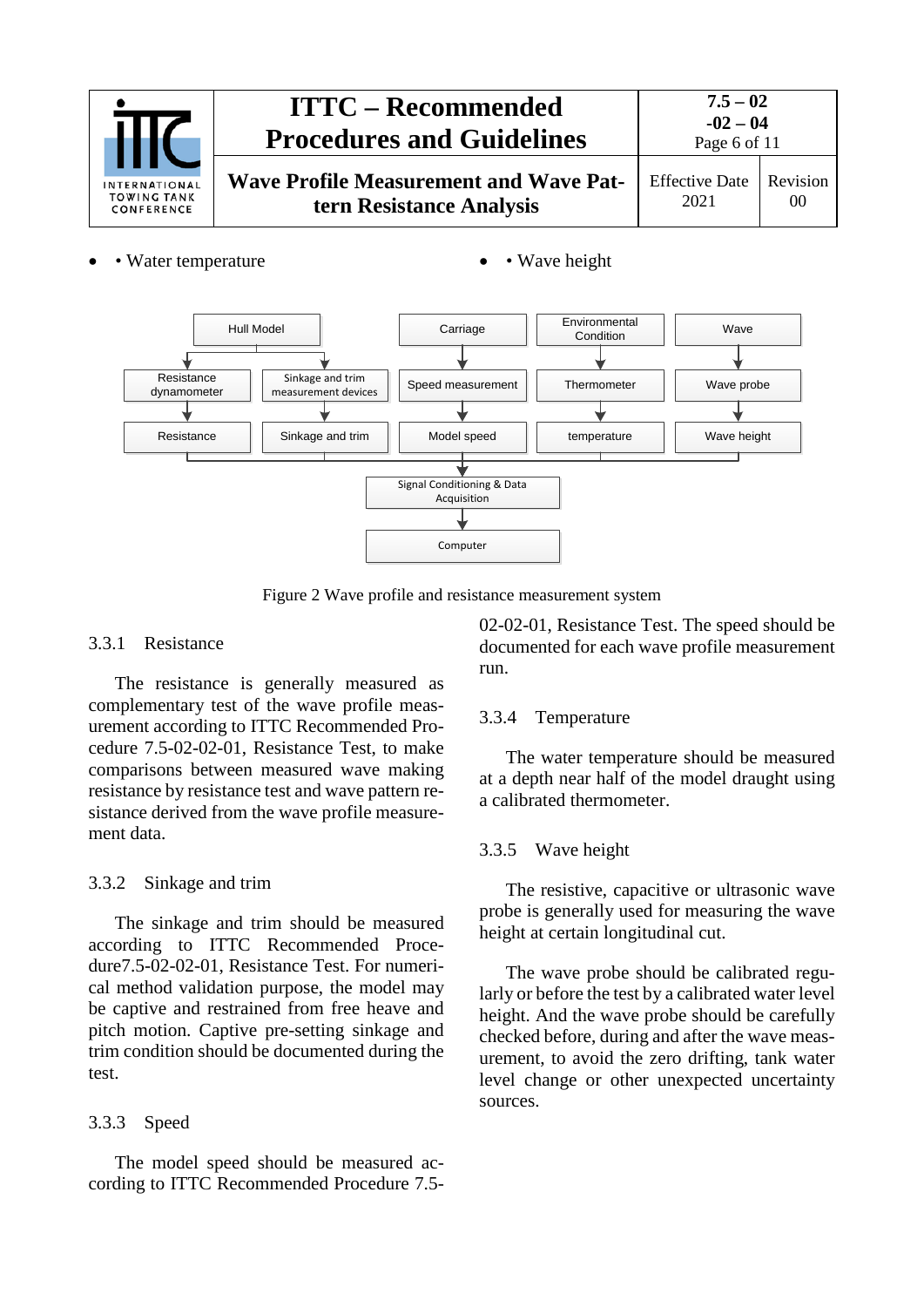- • Water temperature
- • Wave height

Figure 2 Wave profile and resistance measurement system

### 3.3.1 Resistance

The resistance is generally measured as complementary test of the wave profile measurement according to ITTC Recommended Procedure 7.5-02-02-01, Resistance Test, to make comparisons between measured wave making resistance by resistance test and wave pattern resistance derived from the wave profile measurement data.

### 3.3.2 Sinkage and trim

The sinkage and trim should be measured according to ITTC Recommended Procedure7.5-02-02-01, Resistance Test. For numerical method validation purpose, the model may be captive and restrained from free heave and pitch motion. Captive pre-setting sinkage and trim condition should be documented during the test.

### 3.3.3 Speed

The model speed should be measured according to ITTC Recommended Procedure 7.5-02-02-01, Resistance Test. The speed should be documented for each wave profile measurement run.

### 3.3.4 Temperature

The water temperature should be measured at a depth near half of the model draught using a calibrated thermometer.

### 3.3.5 Wave height

The resistive, capacitive or ultrasonic wave probe is generally used for measuring the wave height at certain longitudinal cut.

The wave probe should be calibrated regularly or before the test by a calibrated water level height. And the wave probe should be carefully checked before, during and after the wave measurement, to avoid the zero drifting, tank water level change or other unexpected uncertainty sources.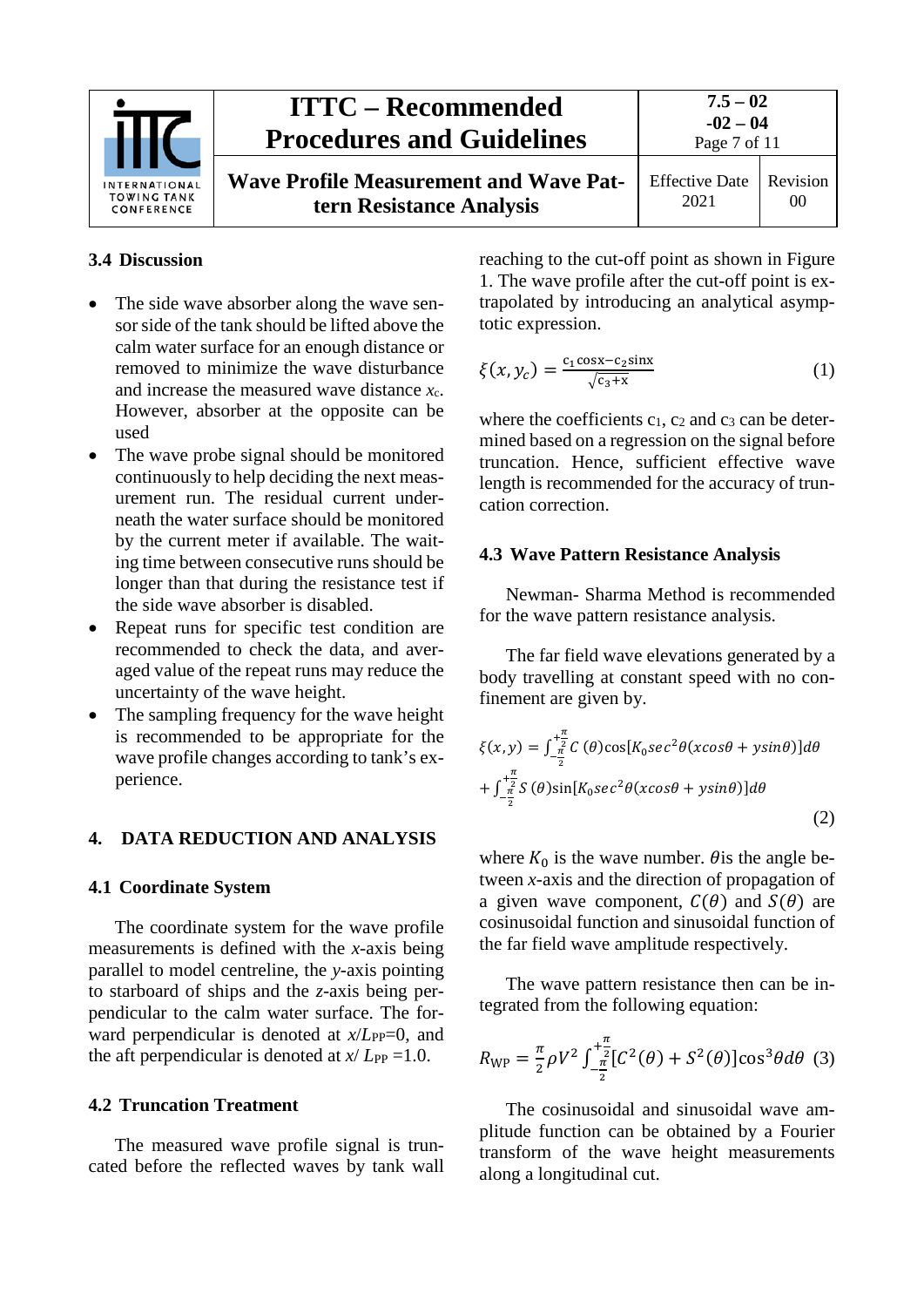### 3.4 Discussion

- The side wave absorber along the wave sensor side of the tank should be lifted above the calm water surface for an enough distance or removed to minimize the wave disturbance and increase the measured wave distance $x_c$. However, absorber at the opposite can be used
- The wave probe signal should be monitored continuously to help deciding the next measurement run. The residual current underneath the water surface should be monitored by the current meter if available. The waiting time between consecutive runs should be longer than that during the resistance test if the side wave absorber is disabled.
- Repeat runs for specific test condition are recommended to check the data, and averaged value of the repeat runs may reduce the uncertainty of the wave height.
- The sampling frequency for the wave height is recommended to be appropriate for the wave profile changes according to tank's experience.

## 4. DATA REDUCTION AND ANALYSIS

### 4.1 Coordinate System

The coordinate system for the wave profile measurements is defined with the *x*-axis being parallel to model centreline, the *y*-axis pointing to starboard of ships and the *z*-axis being perpendicular to the calm water surface. The forward perpendicular is denoted at $x/L_{PP}$=0, and the aft perpendicular is denoted at $x/L_{PP}$ =1.0.

### 4.2 Truncation Treatment

The measured wave profile signal is truncated before the reflected waves by tank wall reaching to the cut-off point as shown in Figure 1. The wave profile after the cut-off point is extrapolated by introducing an analytical asymptotic expression.

$$\xi(x, y_c) = \frac{c_1 \cos x - c_2 \sin x}{\sqrt{c_3 + x}} \tag{1}$$

where the coefficients $c_1$, $c_2$ and $c_3$ can be determined based on a regression on the signal before truncation. Hence, sufficient effective wave length is recommended for the accuracy of truncation correction.

### 4.3 Wave Pattern Resistance Analysis

Newman- Sharma Method is recommended for the wave pattern resistance analysis.

The far field wave elevations generated by a body travelling at constant speed with no confinement are given by.

$$\xi(x,y) = \int_{-\frac{\pi}{2}}^{+\frac{\pi}{2}} C(\theta)\cos[K_0 sec^2\theta(x cos\theta + y sin\theta)]d\theta$$
$$+ \int_{-\frac{\pi}{2}}^{+\frac{\pi}{2}} S(\theta)\sin[K_0 sec^2\theta(x cos\theta + y sin\theta)]d\theta \tag{2}$$

where $K_0$ is the wave number. $\theta$is the angle between *x*-axis and the direction of propagation of a given wave component, $C(\theta)$ and $S(\theta)$ are cosinusoidal function and sinusoidal function of the far field wave amplitude respectively.

The wave pattern resistance then can be integrated from the following equation:

$$R_{\mathrm{WP}} = \frac{\pi}{2}\rho V^2 \int_{-\frac{\pi}{2}}^{+\frac{\pi}{2}} [C^2(\theta) + S^2(\theta)]\cos^3\theta d\theta \tag{3}$$

The cosinusoidal and sinusoidal wave amplitude function can be obtained by a Fourier transform of the wave height measurements along a longitudinal cut.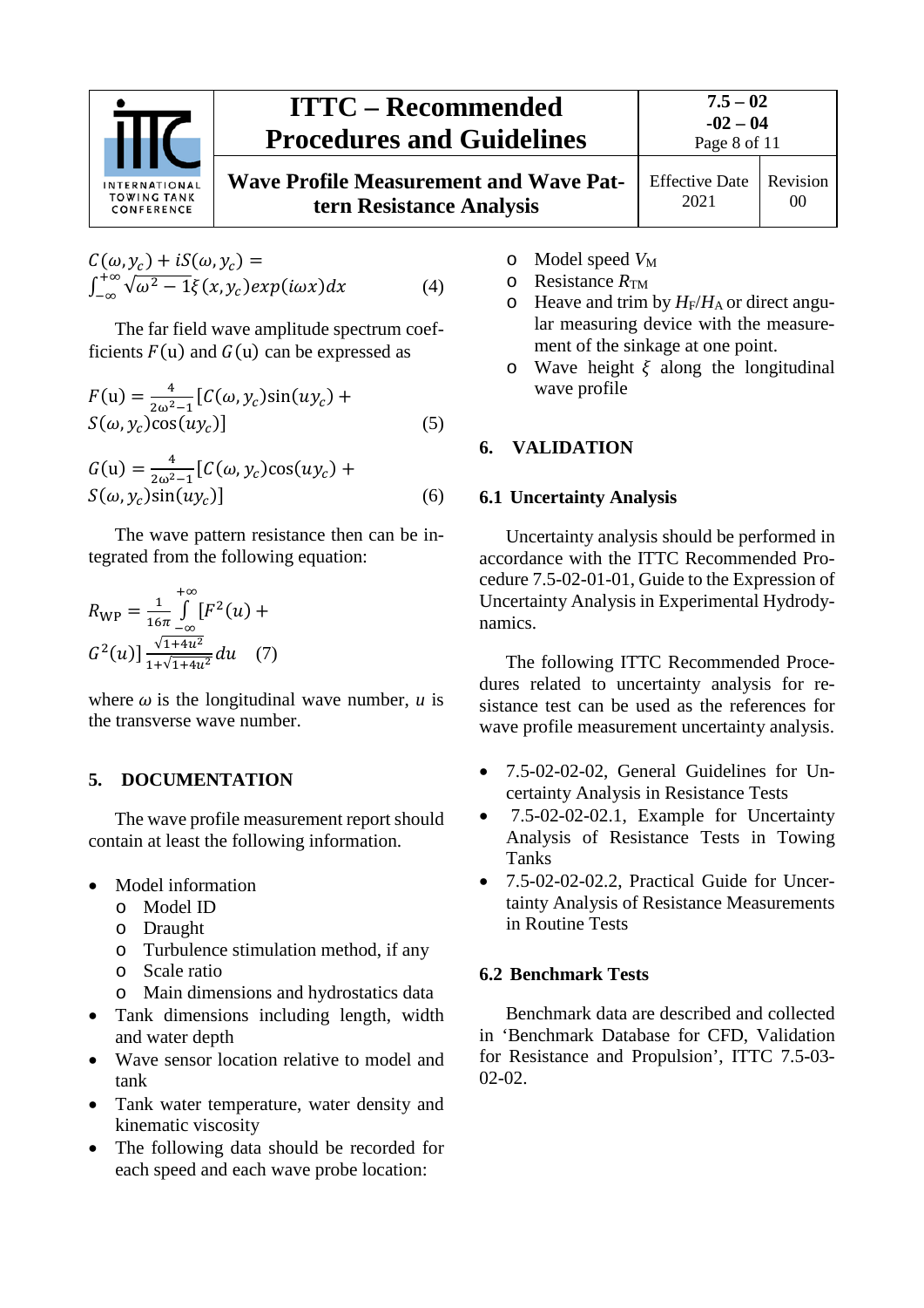$$C(\omega, y_c) + iS(\omega, y_c) = \int_{-\infty}^{+\infty} \sqrt{\omega^2 - 1}\xi(x, y_c) exp(i\omega x) dx \quad (4)$$

The far field wave amplitude spectrum coefficients $F(\mathrm{u})$ and $G(\mathrm{u})$ can be expressed as

$$F(\mathrm{u}) = \frac{4}{2\omega^2 - 1}[C(\omega, y_c)\sin(uy_c) + S(\omega, y_c)\cos(uy_c)] \quad (5)$$

$$G(\mathrm{u}) = \frac{4}{2\omega^2 - 1}[C(\omega, y_c)\cos(uy_c) + S(\omega, y_c)\sin(uy_c)] \quad (6)$$

The wave pattern resistance then can be integrated from the following equation:

$$R_{\mathrm{WP}} = \frac{1}{16\pi} \int_{-\infty}^{+\infty} [F^2(u) + G^2(u)] \frac{\sqrt{1+4u^2}}{1+\sqrt{1+4u^2}} du \quad (7)$$

where $\omega$ is the longitudinal wave number, $u$ is the transverse wave number.

## 5. DOCUMENTATION

The wave profile measurement report should contain at least the following information.

- Model information
  - Model ID
  - Draught
  - Turbulence stimulation method, if any
  - Scale ratio
  - Main dimensions and hydrostatics data
- Tank dimensions including length, width and water depth
- Wave sensor location relative to model and tank
- Tank water temperature, water density and kinematic viscosity
- The following data should be recorded for each speed and each wave probe location:
  - Model speed $V_{\mathrm{M}}$
  - Resistance $R_{\mathrm{TM}}$
  - Heave and trim by $H_{\mathrm{F}}/H_{\mathrm{A}}$ or direct angular measuring device with the measurement of the sinkage at one point.
  - Wave height $\xi$ along the longitudinal wave profile

## 6. VALIDATION

### 6.1 Uncertainty Analysis

Uncertainty analysis should be performed in accordance with the ITTC Recommended Procedure 7.5-02-01-01, Guide to the Expression of Uncertainty Analysis in Experimental Hydrodynamics.

The following ITTC Recommended Procedures related to uncertainty analysis for resistance test can be used as the references for wave profile measurement uncertainty analysis.

- 7.5-02-02-02, General Guidelines for Uncertainty Analysis in Resistance Tests
- 7.5-02-02-02.1, Example for Uncertainty Analysis of Resistance Tests in Towing Tanks
- 7.5-02-02-02.2, Practical Guide for Uncertainty Analysis of Resistance Measurements in Routine Tests

### 6.2 Benchmark Tests

Benchmark data are described and collected in 'Benchmark Database for CFD, Validation for Resistance and Propulsion', ITTC 7.5-03-02-02.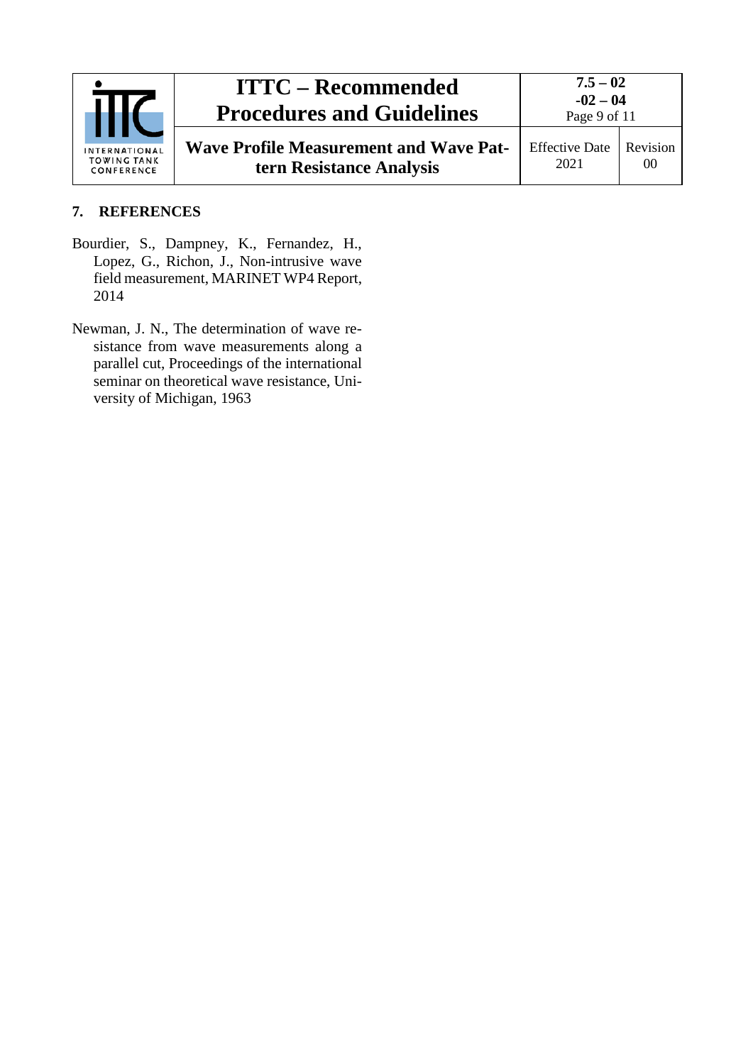## 7. REFERENCES

Bourdier, S., Dampney, K., Fernandez, H., Lopez, G., Richon, J., Non-intrusive wave field measurement, MARINET WP4 Report, 2014

Newman, J. N., The determination of wave resistance from wave measurements along a parallel cut, Proceedings of the international seminar on theoretical wave resistance, University of Michigan, 1963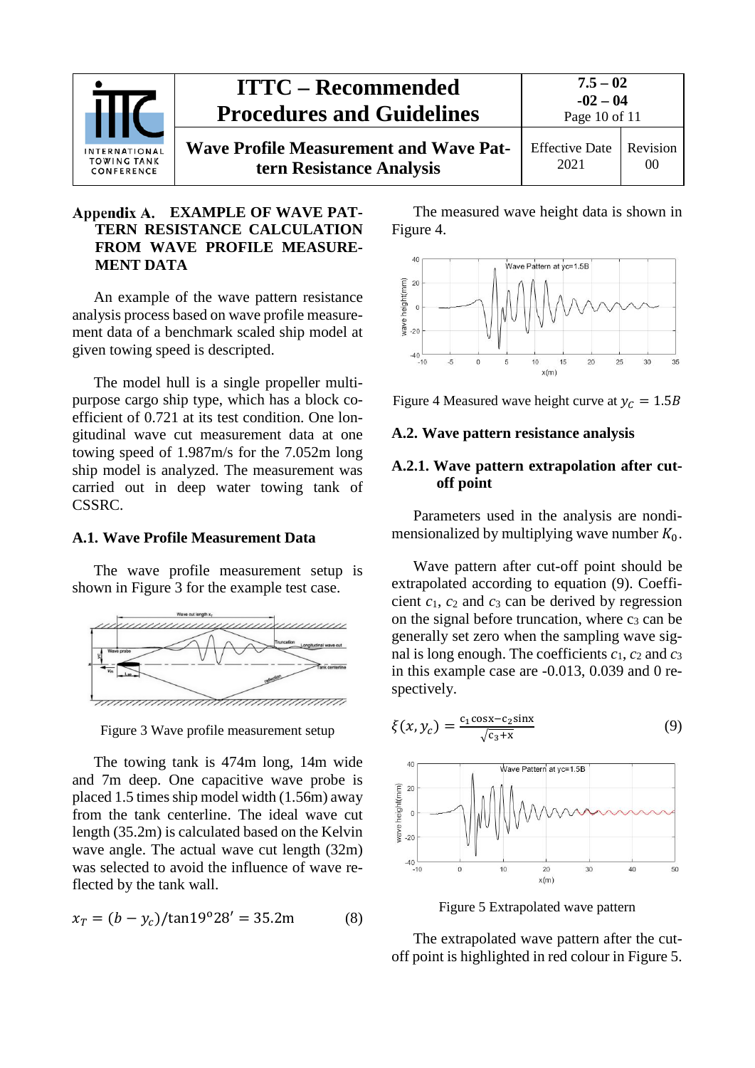## Appendix A. EXAMPLE OF WAVE PATTERN RESISTANCE CALCULATION FROM WAVE PROFILE MEASUREMENT DATA

An example of the wave pattern resistance analysis process based on wave profile measurement data of a benchmark scaled ship model at given towing speed is descripted.

The model hull is a single propeller multi-purpose cargo ship type, which has a block coefficient of 0.721 at its test condition. One longitudinal wave cut measurement data at one towing speed of 1.987m/s for the 7.052m long ship model is analyzed. The measurement was carried out in deep water towing tank of CSSRC.

### A.1. Wave Profile Measurement Data

The wave profile measurement setup is shown in Figure 3 for the example test case.

Figure 3 Wave profile measurement setup

The towing tank is 474m long, 14m wide and 7m deep. One capacitive wave probe is placed 1.5 times ship model width (1.56m) away from the tank centerline. The ideal wave cut length (35.2m) is calculated based on the Kelvin wave angle. The actual wave cut length (32m) was selected to avoid the influence of wave reflected by the tank wall.

$$x_T = (b - y_c)/\tan 19°28' = 35.2\text{m} \tag{8}$$

The measured wave height data is shown in Figure 4.

Figure 4 Measured wave height curve at $y_c = 1.5B$

### A.2. Wave pattern resistance analysis

#### A.2.1. Wave pattern extrapolation after cut-off point

Parameters used in the analysis are nondimensionalized by multiplying wave number $K_0$.

Wave pattern after cut-off point should be extrapolated according to equation (9). Coefficient $c_1$, $c_2$ and $c_3$ can be derived by regression on the signal before truncation, where $c_3$ can be generally set zero when the sampling wave signal is long enough. The coefficients $c_1$, $c_2$ and $c_3$ in this example case are -0.013, 0.039 and 0 respectively.

$$\xi(x, y_c) = \frac{c_1 \cos x - c_2 \sin x}{\sqrt{c_3 + x}} \tag{9}$$

Figure 5 Extrapolated wave pattern

The extrapolated wave pattern after the cut-off point is highlighted in red colour in Figure 5.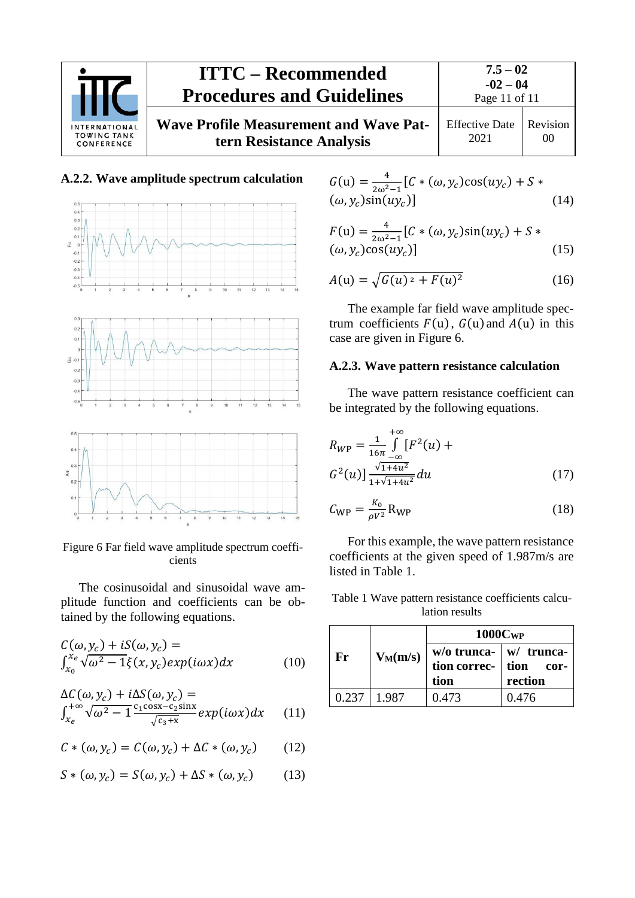### A.2.2. Wave amplitude spectrum calculation

Fu

u

Gu

u

Au

u

Figure 6 Far field wave amplitude spectrum coefficients

The cosinusoidal and sinusoidal wave amplitude function and coefficients can be obtained by the following equations.

$$C(\omega, y_c) + iS(\omega, y_c) = \int_{x_0}^{x_e} \sqrt{\omega^2 - 1}\xi(x, y_c) exp(i\omega x) dx \tag{10}$$

$$\Delta C(\omega, y_c) + i\Delta S(\omega, y_c) = \int_{x_e}^{+\infty} \sqrt{\omega^2 - 1} \frac{c_1 \cos x - c_2 \sin x}{\sqrt{c_3 + x}} exp(i\omega x) dx \tag{11}$$

$$C * (\omega, y_c) = C(\omega, y_c) + \Delta C * (\omega, y_c) \tag{12}$$

$$S * (\omega, y_c) = S(\omega, y_c) + \Delta S * (\omega, y_c) \tag{13}$$

$$G(\mathrm{u}) = \frac{4}{2\omega^2 - 1}[C * (\omega, y_c)\cos(uy_c) + S * (\omega, y_c)\sin(uy_c)] \tag{14}$$

$$F(\mathrm{u}) = \frac{4}{2\omega^2 - 1}[C * (\omega, y_c)\sin(uy_c) + S * (\omega, y_c)\cos(uy_c)] \tag{15}$$

$$A(\mathrm{u}) = \sqrt{G(u)^2 + F(u)^2} \tag{16}$$

The example far field wave amplitude spectrum coefficients $F(\mathrm{u})$, $G(\mathrm{u})$ and $A(\mathrm{u})$ in this case are given in Figure 6.

### A.2.3. Wave pattern resistance calculation

The wave pattern resistance coefficient can be integrated by the following equations.

$$R_{WP} = \frac{1}{16\pi} \int_{-\infty}^{+\infty} [F^2(u) + G^2(u)] \frac{\sqrt{1+4u^2}}{1+\sqrt{1+4u^2}} du \tag{17}$$

$$C_{WP} = \frac{K_0}{\rho V^2} \mathrm{R_{WP}} \tag{18}$$

For this example, the wave pattern resistance coefficients at the given speed of 1.987m/s are listed in Table 1.

Table 1 Wave pattern resistance coefficients calculation results

| Fr | $V_M$(m/s) | $1000C_{WP}$ | |
|---|---|---|---|
| | | w/o truncation correction | w/ truncation correction |
| 0.237 | 1.987 | 0.473 | 0.476 |